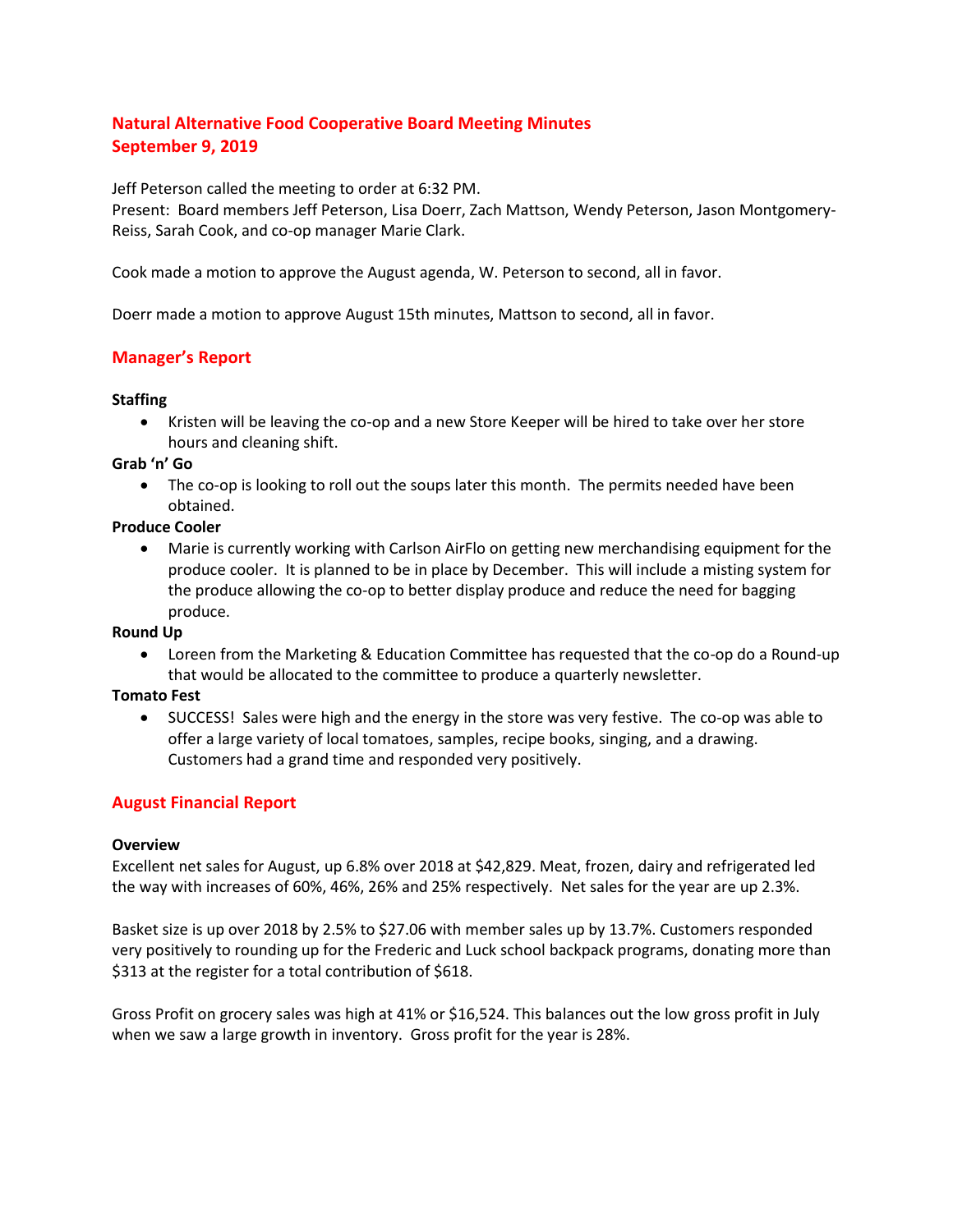# Natural Alternative Food Cooperative Board Meeting Minutes
# September 9, 2019

Jeff Peterson called the meeting to order at 6:32 PM.
Present: Board members Jeff Peterson, Lisa Doerr, Zach Mattson, Wendy Peterson, Jason Montgomery-Reiss, Sarah Cook, and co-op manager Marie Clark.

Cook made a motion to approve the August agenda, W. Peterson to second, all in favor.

Doerr made a motion to approve August 15th minutes, Mattson to second, all in favor.

## Manager's Report

**Staffing**

- Kristen will be leaving the co-op and a new Store Keeper will be hired to take over her store hours and cleaning shift.

**Grab 'n' Go**

- The co-op is looking to roll out the soups later this month. The permits needed have been obtained.

**Produce Cooler**

- Marie is currently working with Carlson AirFlo on getting new merchandising equipment for the produce cooler. It is planned to be in place by December. This will include a misting system for the produce allowing the co-op to better display produce and reduce the need for bagging produce.

**Round Up**

- Loreen from the Marketing & Education Committee has requested that the co-op do a Round-up that would be allocated to the committee to produce a quarterly newsletter.

**Tomato Fest**

- SUCCESS! Sales were high and the energy in the store was very festive. The co-op was able to offer a large variety of local tomatoes, samples, recipe books, singing, and a drawing. Customers had a grand time and responded very positively.

## August Financial Report

**Overview**

Excellent net sales for August, up 6.8% over 2018 at $42,829. Meat, frozen, dairy and refrigerated led the way with increases of 60%, 46%, 26% and 25% respectively. Net sales for the year are up 2.3%.

Basket size is up over 2018 by 2.5% to $27.06 with member sales up by 13.7%. Customers responded very positively to rounding up for the Frederic and Luck school backpack programs, donating more than $313 at the register for a total contribution of $618.

Gross Profit on grocery sales was high at 41% or $16,524. This balances out the low gross profit in July when we saw a large growth in inventory. Gross profit for the year is 28%.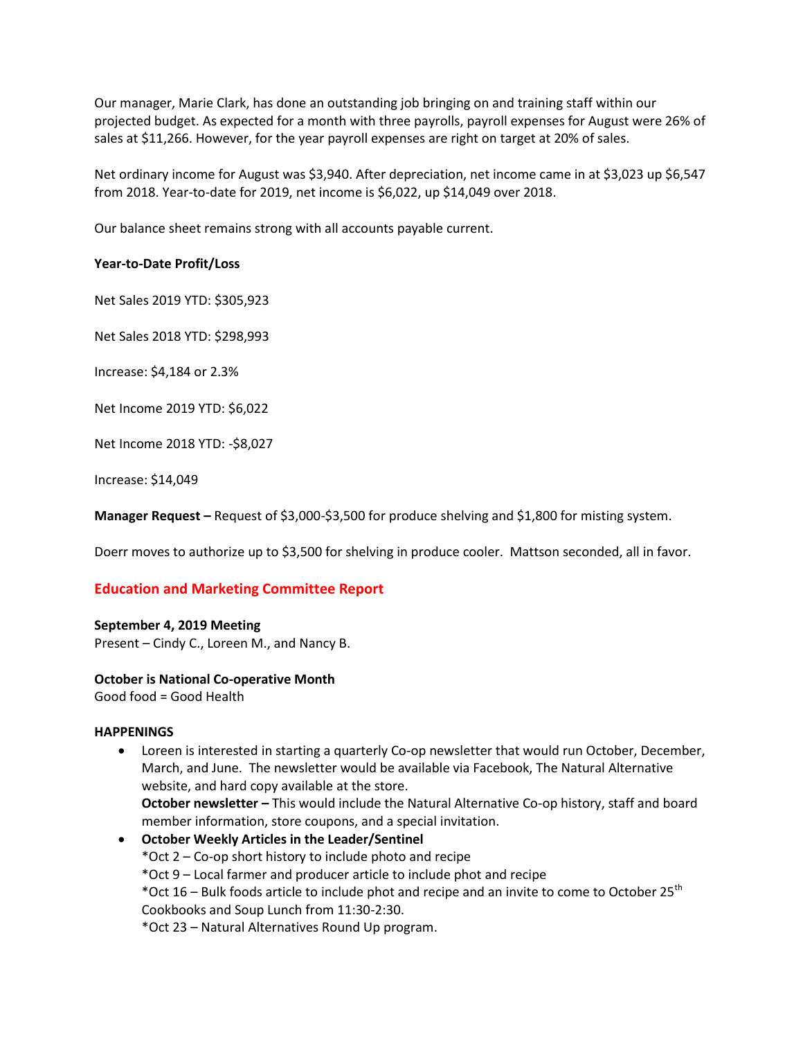Our manager, Marie Clark, has done an outstanding job bringing on and training staff within our projected budget. As expected for a month with three payrolls, payroll expenses for August were 26% of sales at $11,266. However, for the year payroll expenses are right on target at 20% of sales.

Net ordinary income for August was $3,940. After depreciation, net income came in at $3,023 up $6,547 from 2018. Year-to-date for 2019, net income is $6,022, up $14,049 over 2018.

Our balance sheet remains strong with all accounts payable current.

**Year-to-Date Profit/Loss**

Net Sales 2019 YTD: $305,923

Net Sales 2018 YTD: $298,993

Increase: $4,184 or 2.3%

Net Income 2019 YTD: $6,022

Net Income 2018 YTD: -$8,027

Increase: $14,049

**Manager Request –** Request of $3,000-$3,500 for produce shelving and $1,800 for misting system.

Doerr moves to authorize up to $3,500 for shelving in produce cooler. Mattson seconded, all in favor.

## Education and Marketing Committee Report

**September 4, 2019 Meeting**
Present – Cindy C., Loreen M., and Nancy B.

**October is National Co-operative Month**
Good food = Good Health

**HAPPENINGS**

- Loreen is interested in starting a quarterly Co-op newsletter that would run October, December, March, and June. The newsletter would be available via Facebook, The Natural Alternative website, and hard copy available at the store.
  **October newsletter –** This would include the Natural Alternative Co-op history, staff and board member information, store coupons, and a special invitation.
- **October Weekly Articles in the Leader/Sentinel**
  *Oct 2 – Co-op short history to include photo and recipe
  *Oct 9 – Local farmer and producer article to include phot and recipe
  *Oct 16 – Bulk foods article to include phot and recipe and an invite to come to October 25th Cookbooks and Soup Lunch from 11:30-2:30.
  *Oct 23 – Natural Alternatives Round Up program.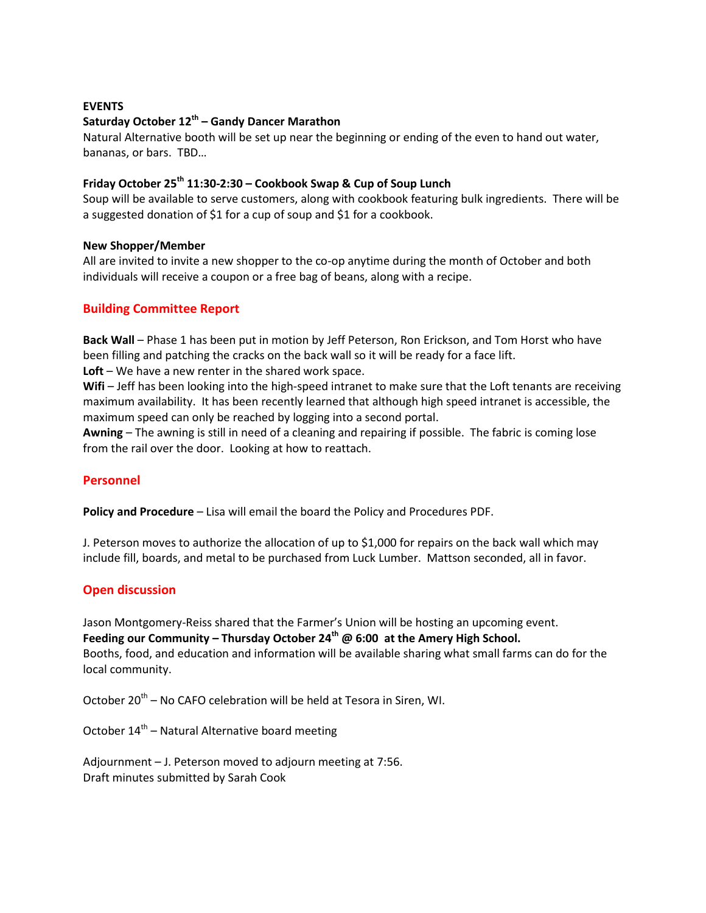**EVENTS**

**Saturday October 12th – Gandy Dancer Marathon**

Natural Alternative booth will be set up near the beginning or ending of the even to hand out water, bananas, or bars. TBD…

**Friday October 25th 11:30-2:30 – Cookbook Swap & Cup of Soup Lunch**

Soup will be available to serve customers, along with cookbook featuring bulk ingredients. There will be a suggested donation of $1 for a cup of soup and $1 for a cookbook.

**New Shopper/Member**

All are invited to invite a new shopper to the co-op anytime during the month of October and both individuals will receive a coupon or a free bag of beans, along with a recipe.

## Building Committee Report

**Back Wall** – Phase 1 has been put in motion by Jeff Peterson, Ron Erickson, and Tom Horst who have been filling and patching the cracks on the back wall so it will be ready for a face lift.

**Loft** – We have a new renter in the shared work space.

**Wifi** – Jeff has been looking into the high-speed intranet to make sure that the Loft tenants are receiving maximum availability. It has been recently learned that although high speed intranet is accessible, the maximum speed can only be reached by logging into a second portal.

**Awning** – The awning is still in need of a cleaning and repairing if possible. The fabric is coming lose from the rail over the door. Looking at how to reattach.

## Personnel

**Policy and Procedure** – Lisa will email the board the Policy and Procedures PDF.

J. Peterson moves to authorize the allocation of up to $1,000 for repairs on the back wall which may include fill, boards, and metal to be purchased from Luck Lumber. Mattson seconded, all in favor.

## Open discussion

Jason Montgomery-Reiss shared that the Farmer's Union will be hosting an upcoming event.

**Feeding our Community – Thursday October 24th @ 6:00 at the Amery High School.**

Booths, food, and education and information will be available sharing what small farms can do for the local community.

October 20th – No CAFO celebration will be held at Tesora in Siren, WI.

October 14th – Natural Alternative board meeting

Adjournment – J. Peterson moved to adjourn meeting at 7:56.

Draft minutes submitted by Sarah Cook